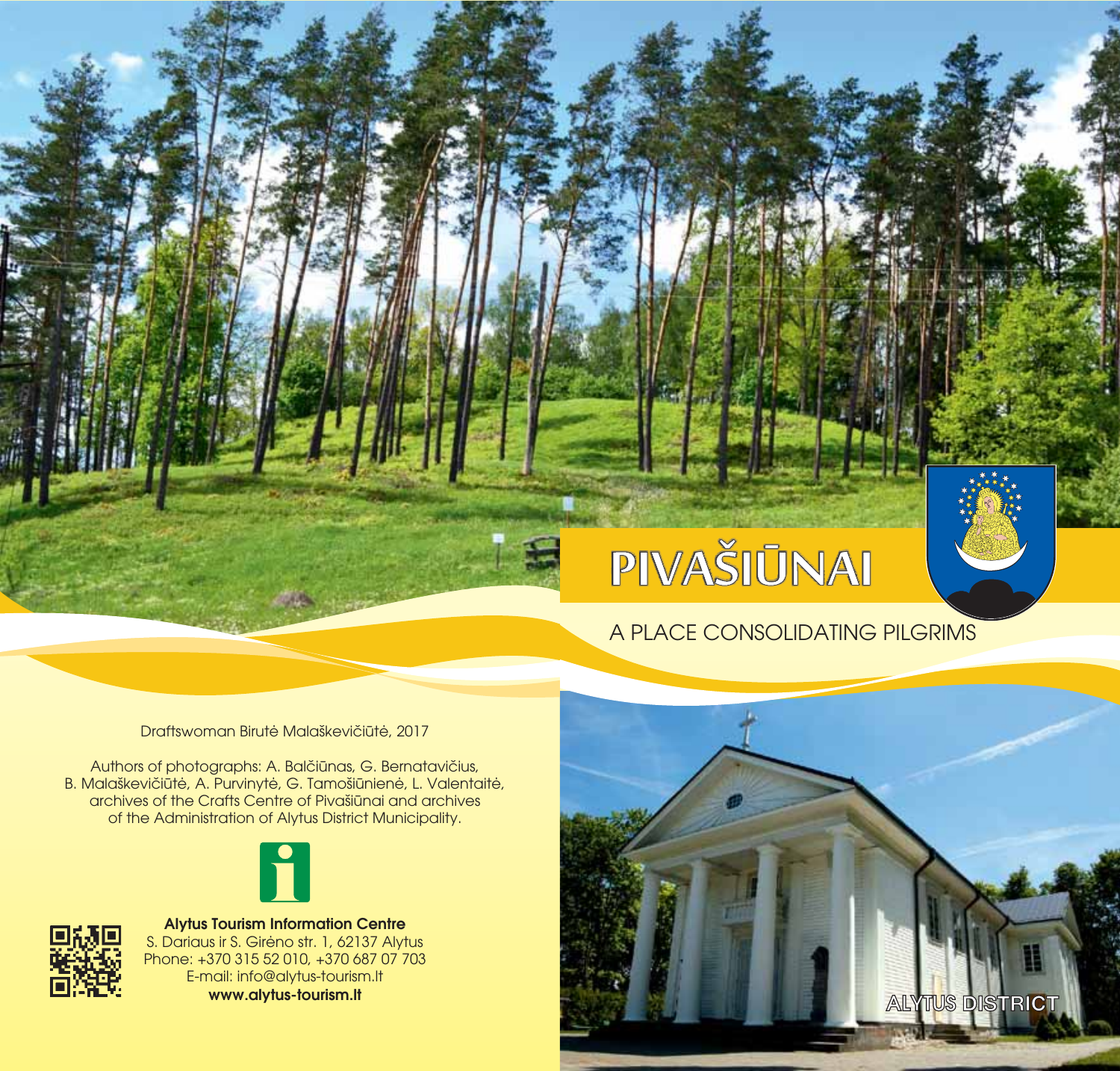# PIVAŠIŪNAI

A PLACE CONSOLIDATING PILGRIMS

ALYTUS DISTRICT

Draftswoman Birutė Malaškevičiūtė, 2017

Authors of photographs: A. Balčiūnas, G. Bernatavičius, B. Malaškevičiūtė, A. Purvinytė, G. Tamošiūnienė, L. Valentaitė, archives of the Crafts Centre of Pivašiūnai and archives of the Administration of Alytus District Municipality.

**Alytus Tourism Information Centre**
S. Dariaus ir S. Girėno str. 1, 62137 Alytus
Phone: +370 315 52 010, +370 687 07 703
E-mail: info@alytus-tourism.lt
**www.alytus-tourism.lt**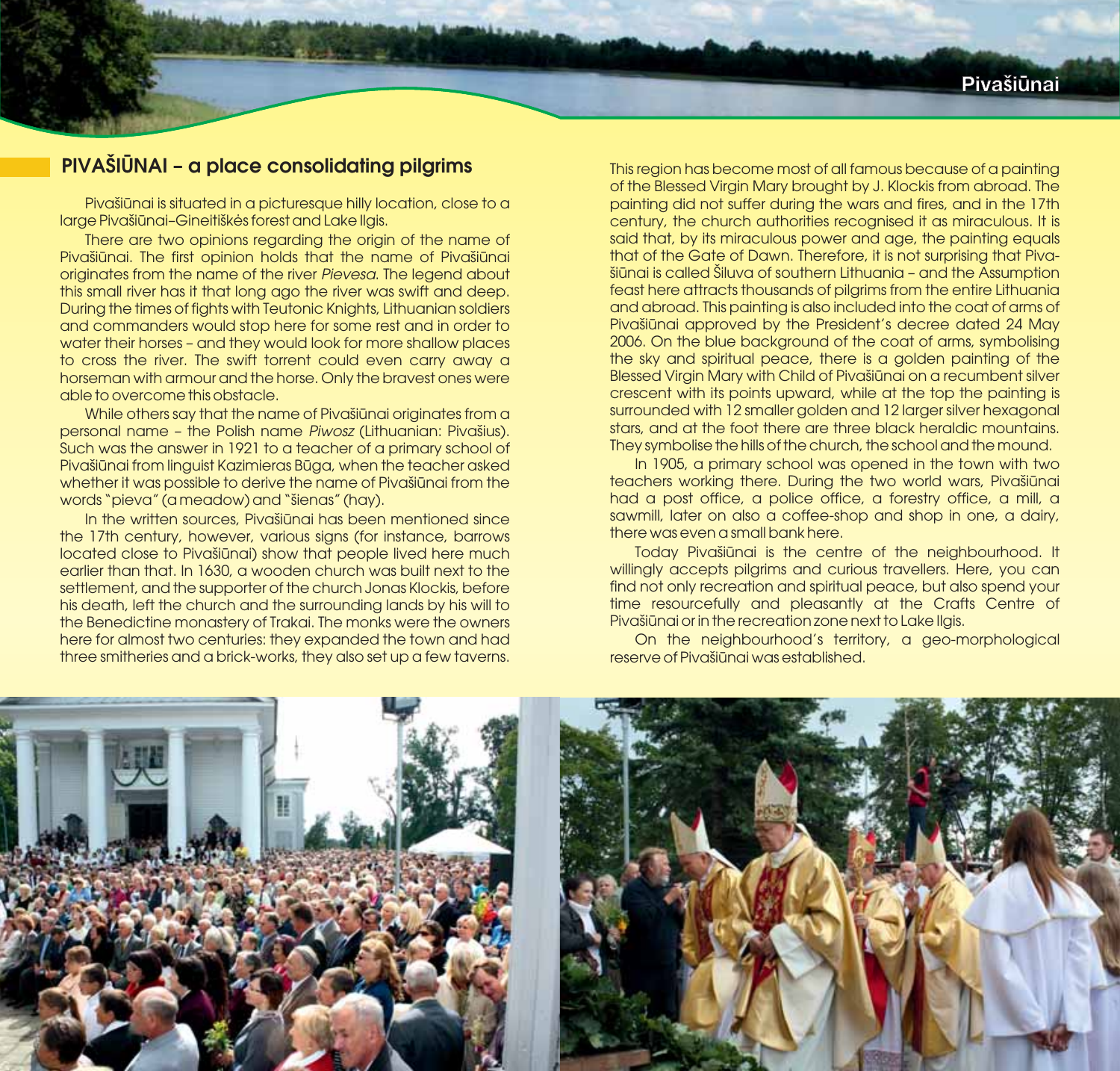## PIVAŠIŪNAI – a place consolidating pilgrims

Pivašiūnai is situated in a picturesque hilly location, close to a large Pivašiūnai–Gineitiškės forest and Lake Ilgis.

There are two opinions regarding the origin of the name of Pivašiūnai. The first opinion holds that the name of Pivašiūnai originates from the name of the river *Pievesa*. The legend about this small river has it that long ago the river was swift and deep. During the times of fights with Teutonic Knights, Lithuanian soldiers and commanders would stop here for some rest and in order to water their horses – and they would look for more shallow places to cross the river. The swift torrent could even carry away a horseman with armour and the horse. Only the bravest ones were able to overcome this obstacle.

While others say that the name of Pivašiūnai originates from a personal name – the Polish name *Piwosz* (Lithuanian: Pivašius). Such was the answer in 1921 to a teacher of a primary school of Pivašiūnai from linguist Kazimieras Būga, when the teacher asked whether it was possible to derive the name of Pivašiūnai from the words "pieva" (a meadow) and "šienas" (hay).

In the written sources, Pivašiūnai has been mentioned since the 17th century, however, various signs (for instance, barrows located close to Pivašiūnai) show that people lived here much earlier than that. In 1630, a wooden church was built next to the settlement, and the supporter of the church Jonas Klockis, before his death, left the church and the surrounding lands by his will to the Benedictine monastery of Trakai. The monks were the owners here for almost two centuries: they expanded the town and had three smitheries and a brick-works, they also set up a few taverns.

This region has become most of all famous because of a painting of the Blessed Virgin Mary brought by J. Klockis from abroad. The painting did not suffer during the wars and fires, and in the 17th century, the church authorities recognised it as miraculous. It is said that, by its miraculous power and age, the painting equals that of the Gate of Dawn. Therefore, it is not surprising that Pivašiūnai is called Šiluva of southern Lithuania – and the Assumption feast here attracts thousands of pilgrims from the entire Lithuania and abroad. This painting is also included into the coat of arms of Pivašiūnai approved by the President's decree dated 24 May 2006. On the blue background of the coat of arms, symbolising the sky and spiritual peace, there is a golden painting of the Blessed Virgin Mary with Child of Pivašiūnai on a recumbent silver crescent with its points upward, while at the top the painting is surrounded with 12 smaller golden and 12 larger silver hexagonal stars, and at the foot there are three black heraldic mountains. They symbolise the hills of the church, the school and the mound.

In 1905, a primary school was opened in the town with two teachers working there. During the two world wars, Pivašiūnai had a post office, a police office, a forestry office, a mill, a sawmill, later on also a coffee-shop and shop in one, a dairy, there was even a small bank here.

Today Pivašiūnai is the centre of the neighbourhood. It willingly accepts pilgrims and curious travellers. Here, you can find not only recreation and spiritual peace, but also spend your time resourcefully and pleasantly at the Crafts Centre of Pivašiūnai or in the recreation zone next to Lake Ilgis.

On the neighbourhood's territory, a geo-morphological reserve of Pivašiūnai was established.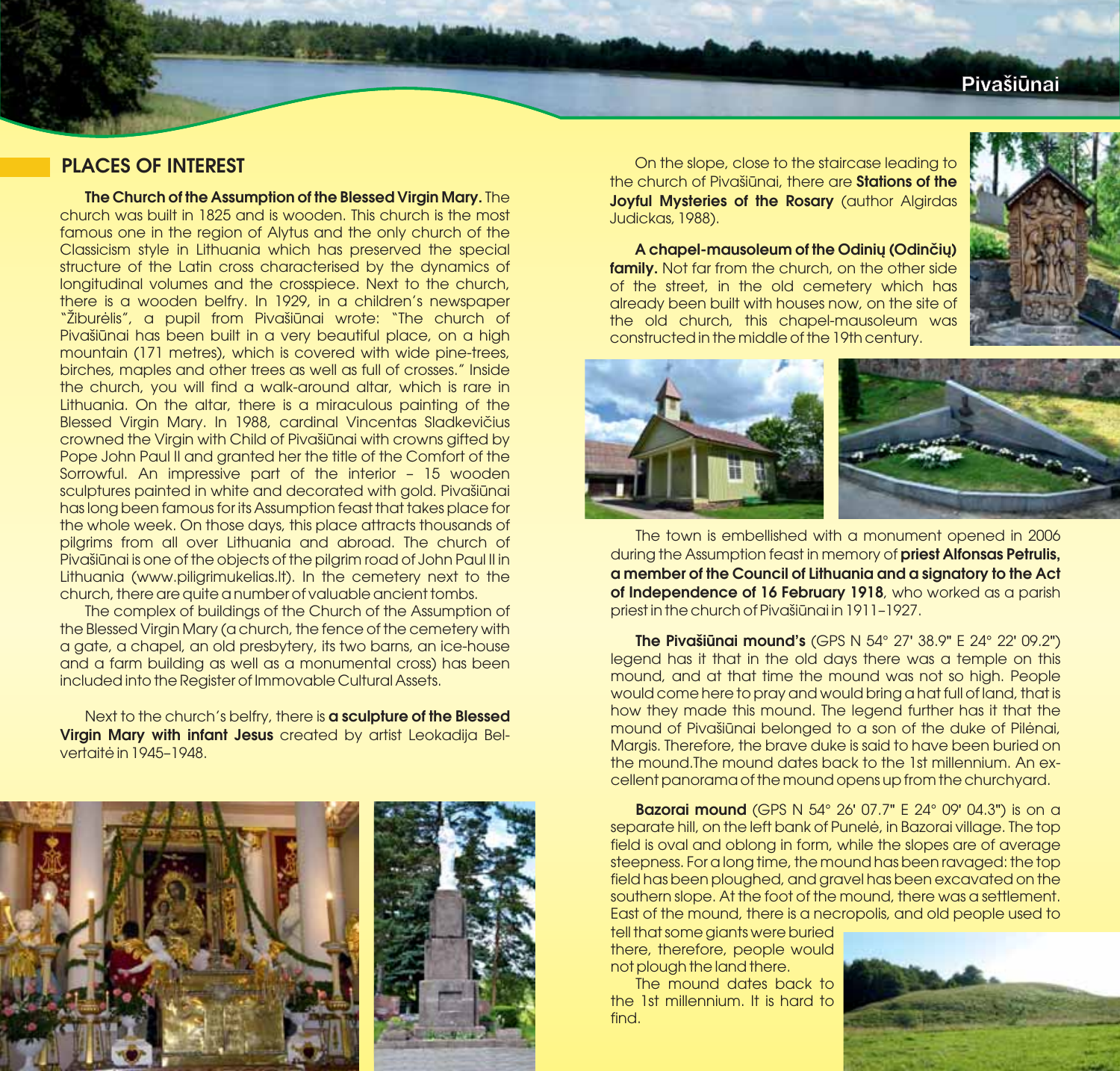## PLACES OF INTEREST

**The Church of the Assumption of the Blessed Virgin Mary.** The church was built in 1825 and is wooden. This church is the most famous one in the region of Alytus and the only church of the Classicism style in Lithuania which has preserved the special structure of the Latin cross characterised by the dynamics of longitudinal volumes and the crosspiece. Next to the church, there is a wooden belfry. In 1929, in a children's newspaper "Žiburėlis", a pupil from Pivašiūnai wrote: "The church of Pivašiūnai has been built in a very beautiful place, on a high mountain (171 metres), which is covered with wide pine-trees, birches, maples and other trees as well as full of crosses." Inside the church, you will find a walk-around altar, which is rare in Lithuania. On the altar, there is a miraculous painting of the Blessed Virgin Mary. In 1988, cardinal Vincentas Sladkevičius crowned the Virgin with Child of Pivašiūnai with crowns gifted by Pope John Paul II and granted her the title of the Comfort of the Sorrowful. An impressive part of the interior – 15 wooden sculptures painted in white and decorated with gold. Pivašiūnai has long been famous for its Assumption feast that takes place for the whole week. On those days, this place attracts thousands of pilgrims from all over Lithuania and abroad. The church of Pivašiūnai is one of the objects of the pilgrim road of John Paul II in Lithuania (www.piligrimukelias.lt). In the cemetery next to the church, there are quite a number of valuable ancient tombs.

The complex of buildings of the Church of the Assumption of the Blessed Virgin Mary (a church, the fence of the cemetery with a gate, a chapel, an old presbytery, its two barns, an ice-house and a farm building as well as a monumental cross) has been included into the Register of Immovable Cultural Assets.

Next to the church's belfry, there is **a sculpture of the Blessed Virgin Mary with infant Jesus** created by artist Leokadija Belvertaitė in 1945–1948.

On the slope, close to the staircase leading to the church of Pivašiūnai, there are **Stations of the Joyful Mysteries of the Rosary** (author Algirdas Judickas, 1988).

**A chapel-mausoleum of the Odinių (Odinčių) family.** Not far from the church, on the other side of the street, in the old cemetery which has already been built with houses now, on the site of the old church, this chapel-mausoleum was constructed in the middle of the 19th century.

The town is embellished with a monument opened in 2006 during the Assumption feast in memory of **priest Alfonsas Petrulis, a member of the Council of Lithuania and a signatory to the Act of Independence of 16 February 1918**, who worked as a parish priest in the church of Pivašiūnai in 1911–1927.

**The Pivašiūnai mound's** (GPS N 54° 27' 38.9" E 24° 22' 09.2") legend has it that in the old days there was a temple on this mound, and at that time the mound was not so high. People would come here to pray and would bring a hat full of land, that is how they made this mound. The legend further has it that the mound of Pivašiūnai belonged to a son of the duke of Pilėnai, Margis. Therefore, the brave duke is said to have been buried on the mound.The mound dates back to the 1st millennium. An excellent panorama of the mound opens up from the churchyard.

**Bazorai mound** (GPS N 54° 26' 07.7" E 24° 09' 04.3") is on a separate hill, on the left bank of Punelė, in Bazorai village. The top field is oval and oblong in form, while the slopes are of average steepness. For a long time, the mound has been ravaged: the top field has been ploughed, and gravel has been excavated on the southern slope. At the foot of the mound, there was a settlement. East of the mound, there is a necropolis, and old people used to tell that some giants were buried there, therefore, people would not plough the land there.

The mound dates back to the 1st millennium. It is hard to find.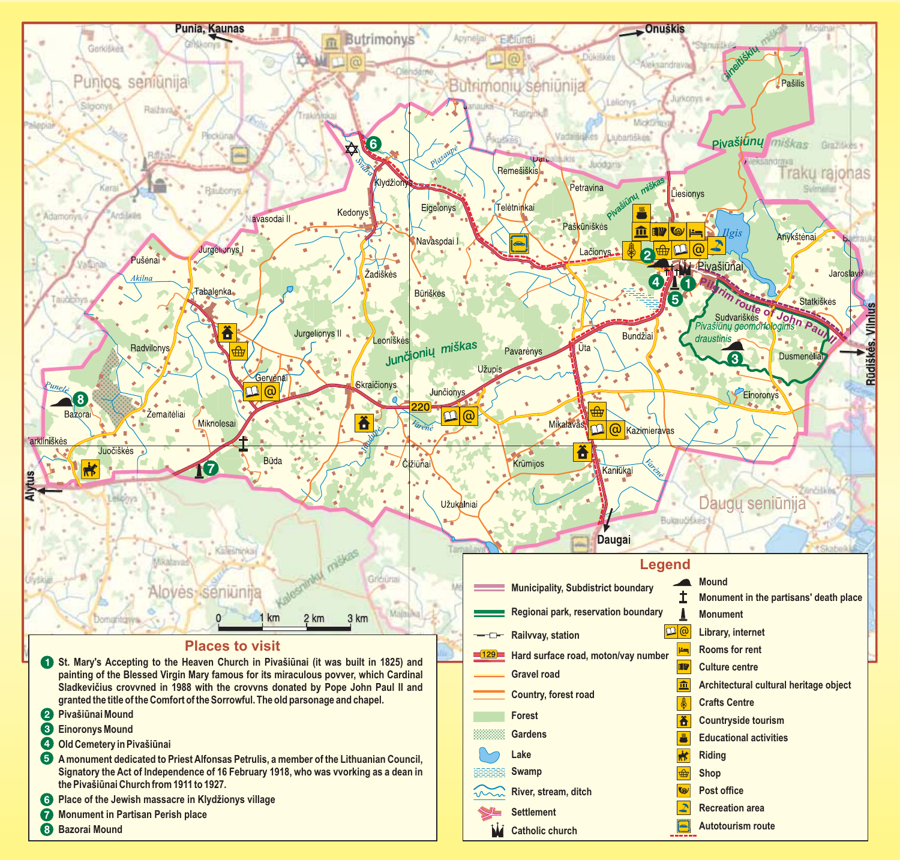## Places to visit

1. St. Mary's Accepting to the Heaven Church in Pivašiūnai (it was built in 1825) and painting of the Blessed Virgin Mary famous for its miraculous povver, which Cardinal Sladkevičius crovvned in 1988 with the crovvns donated by Pope John Paul II and granted the title of the Comfort of the Sorrowful. The old parsonage and chapel.
2. Pivašiūnai Mound
3. Einoronys Mound
4. Old Cemetery in Pivašiūnai
5. A monument dedicated to Priest Alfonsas Petrulis, a member of the Lithuanian Council, Signatory the Act of Independence of 16 February 1918, who was vvorking as a dean in the Pivašiūnai Church from 1911 to 1927.
6. Place of the Jewish massacre in Klydžionys village
7. Monument in Partisan Perish place
8. Bazorai Mound

## Legend

- Municipality, Subdistrict boundary
- Regional park, reservation boundary
- Railvvay, station
- Hard surface road, motorvvay number (129)
- Gravel road
- Country, forest road
- Forest
- Gardens
- Lake
- Swamp
- River, stream, ditch
- Settlement
- Catholic church
- Mound
- Monument in the partisans' death place
- Monument
- Library, internet
- Rooms for rent
- Culture centre
- Architectural cultural heritage object
- Crafts Centre
- Countryside tourism
- Educational activities
- Riding
- Shop
- Post office
- Recreation area
- Autotourism route

0 1 km 2 km 3 km

Punia, Kaunas · Onuškis · Rūdiškės, Vilnius · Alytus · Daugai · Butrimonys · Punios seniūnija · Butrimonių seniūnija · Trakų rajonas · Daugų seniūnija · Alovės seniūnija · Pivašiūnai · Pivašiūnų miškas · Junčionių miškas · Pilgrim route of John Paul II · Pivašiūnų geomorfologinis draustinis · Ilgis · 220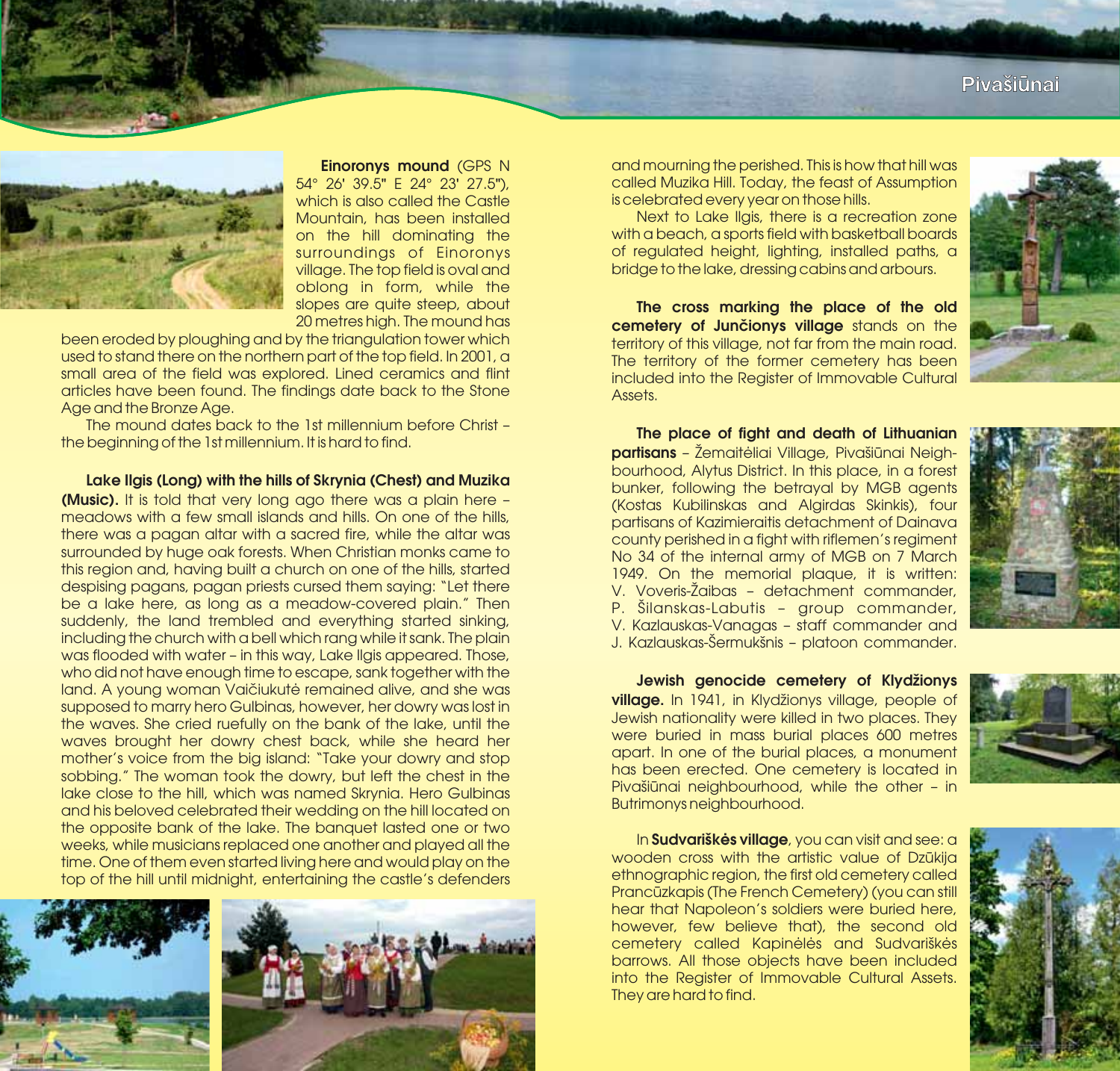## Pivašiūnai

**Einoronys mound** (GPS N 54° 26' 39.5" E 24° 23' 27.5"), which is also called the Castle Mountain, has been installed on the hill dominating the surroundings of Einoronys village. The top field is oval and oblong in form, while the slopes are quite steep, about 20 metres high. The mound has been eroded by ploughing and by the triangulation tower which used to stand there on the northern part of the top field. In 2001, a small area of the field was explored. Lined ceramics and flint articles have been found. The findings date back to the Stone Age and the Bronze Age.

The mound dates back to the 1st millennium before Christ – the beginning of the 1st millennium. It is hard to find.

**Lake Ilgis (Long) with the hills of Skrynia (Chest) and Muzika (Music).** It is told that very long ago there was a plain here – meadows with a few small islands and hills. On one of the hills, there was a pagan altar with a sacred fire, while the altar was surrounded by huge oak forests. When Christian monks came to this region and, having built a church on one of the hills, started despising pagans, pagan priests cursed them saying: "Let there be a lake here, as long as a meadow-covered plain." Then suddenly, the land trembled and everything started sinking, including the church with a bell which rang while it sank. The plain was flooded with water – in this way, Lake Ilgis appeared. Those, who did not have enough time to escape, sank together with the land. A young woman Vaičiukutė remained alive, and she was supposed to marry hero Gulbinas, however, her dowry was lost in the waves. She cried ruefully on the bank of the lake, until the waves brought her dowry chest back, while she heard her mother's voice from the big island: "Take your dowry and stop sobbing." The woman took the dowry, but left the chest in the lake close to the hill, which was named Skrynia. Hero Gulbinas and his beloved celebrated their wedding on the hill located on the opposite bank of the lake. The banquet lasted one or two weeks, while musicians replaced one another and played all the time. One of them even started living here and would play on the top of the hill until midnight, entertaining the castle's defenders and mourning the perished. This is how that hill was called Muzika Hill. Today, the feast of Assumption is celebrated every year on those hills.

Next to Lake Ilgis, there is a recreation zone with a beach, a sports field with basketball boards of regulated height, lighting, installed paths, a bridge to the lake, dressing cabins and arbours.

**The cross marking the place of the old cemetery of Junčionys village** stands on the territory of this village, not far from the main road. The territory of the former cemetery has been included into the Register of Immovable Cultural Assets.

**The place of fight and death of Lithuanian partisans** – Žemaitėliai Village, Pivašiūnai Neighbourhood, Alytus District. In this place, in a forest bunker, following the betrayal by MGB agents (Kostas Kubilinskas and Algirdas Skinkis), four partisans of Kazimieraitis detachment of Dainava county perished in a fight with riflemen's regiment No 34 of the internal army of MGB on 7 March 1949. On the memorial plaque, it is written: V. Voveris-Žaibas – detachment commander, P. Šilanskas-Labutis – group commander, V. Kazlauskas-Vanagas – staff commander and J. Kazlauskas-Šermukšnis – platoon commander.

**Jewish genocide cemetery of Klydžionys village.** In 1941, in Klydžionys village, people of Jewish nationality were killed in two places. They were buried in mass burial places 600 metres apart. In one of the burial places, a monument has been erected. One cemetery is located in Pivašiūnai neighbourhood, while the other – in Butrimonys neighbourhood.

In **Sudvariškės village**, you can visit and see: a wooden cross with the artistic value of Dzūkija ethnographic region, the first old cemetery called Prancūzkapis (The French Cemetery) (you can still hear that Napoleon's soldiers were buried here, however, few believe that), the second old cemetery called Kapinėlės and Sudvariškės barrows. All those objects have been included into the Register of Immovable Cultural Assets. They are hard to find.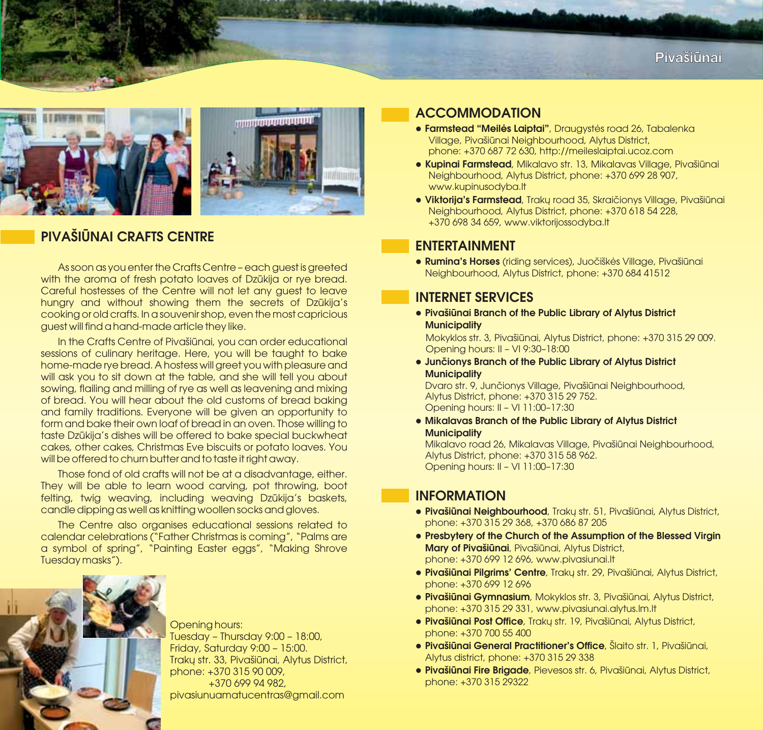Pivašiūnai

## PIVAŠIŪNAI CRAFTS CENTRE

As soon as you enter the Crafts Centre – each guest is greeted with the aroma of fresh potato loaves of Dzūkija or rye bread. Careful hostesses of the Centre will not let any guest to leave hungry and without showing them the secrets of Dzūkija's cooking or old crafts. In a souvenir shop, even the most capricious guest will find a hand-made article they like.

In the Crafts Centre of Pivašiūnai, you can order educational sessions of culinary heritage. Here, you will be taught to bake home-made rye bread. A hostess will greet you with pleasure and will ask you to sit down at the table, and she will tell you about sowing, flailing and milling of rye as well as leavening and mixing of bread. You will hear about the old customs of bread baking and family traditions. Everyone will be given an opportunity to form and bake their own loaf of bread in an oven. Those willing to taste Dzūkija's dishes will be offered to bake special buckwheat cakes, other cakes, Christmas Eve biscuits or potato loaves. You will be offered to churn butter and to taste it right away.

Those fond of old crafts will not be at a disadvantage, either. They will be able to learn wood carving, pot throwing, boot felting, twig weaving, including weaving Dzūkija's baskets, candle dipping as well as knitting woollen socks and gloves.

The Centre also organises educational sessions related to calendar celebrations ("Father Christmas is coming", "Palms are a symbol of spring", "Painting Easter eggs", "Making Shrove Tuesday masks").

Opening hours:
Tuesday – Thursday 9:00 – 18:00,
Friday, Saturday 9:00 – 15:00.
Trakų str. 33, Pivašiūnai, Alytus District,
phone: +370 315 90 009,
+370 699 94 982,
pivasiunuamatucentras@gmail.com

## ACCOMMODATION

- **Farmstead "Meilės Laiptai"**, Draugystės road 26, Tabalenka Village, Pivašiūnai Neighbourhood, Alytus District, phone: +370 687 72 630, http://meileslaiptai.ucoz.com
- **Kupinai Farmstead**, Mikalavo str. 13, Mikalavas Village, Pivašiūnai Neighbourhood, Alytus District, phone: +370 699 28 907, www.kupinusodyba.lt
- **Viktorija's Farmstead**, Trakų road 35, Skraičionys Village, Pivašiūnai Neighbourhood, Alytus District, phone: +370 618 54 228, +370 698 34 659, www.viktorijossodyba.lt

## ENTERTAINMENT

- **Rumina's Horses** (riding services), Juočiškės Village, Pivašiūnai Neighbourhood, Alytus District, phone: +370 684 41512

## INTERNET SERVICES

- **Pivašiūnai Branch of the Public Library of Alytus District Municipality**
  Mokyklos str. 3, Pivašiūnai, Alytus District, phone: +370 315 29 009.
  Opening hours: II – VI 9:30–18:00
- **Jungčionys Branch of the Public Library of Alytus District Municipality**
  Dvaro str. 9, Jungčionys Village, Pivašiūnai Neighbourhood, Alytus District, phone: +370 315 29 752.
  Opening hours: II – VI 11:00–17:30
- **Mikalavas Branch of the Public Library of Alytus District Municipality**
  Mikalavo road 26, Mikalavas Village, Pivašiūnai Neighbourhood, Alytus District, phone: +370 315 58 962.
  Opening hours: II – VI 11:00–17:30

## INFORMATION

- **Pivašiūnai Neighbourhood**, Trakų str. 51, Pivašiūnai, Alytus District, phone: +370 315 29 368, +370 686 87 205
- **Presbytery of the Church of the Assumption of the Blessed Virgin Mary of Pivašiūnai**, Pivašiūnai, Alytus District, phone: +370 699 12 696, www.pivasiunai.lt
- **Pivašiūnai Pilgrims' Centre**, Trakų str. 29, Pivašiūnai, Alytus District, phone: +370 699 12 696
- **Pivašiūnai Gymnasium**, Mokyklos str. 3, Pivašiūnai, Alytus District, phone: +370 315 29 331, www.pivasiunai.alytus.lm.lt
- **Pivašiūnai Post Office**, Trakų str. 19, Pivašiūnai, Alytus District, phone: +370 700 55 400
- **Pivašiūnai General Practitioner's Office**, Šlaito str. 1, Pivašiūnai, Alytus district, phone: +370 315 29 338
- **Pivašiūnai Fire Brigade**, Pievesos str. 6, Pivašiūnai, Alytus District, phone: +370 315 29322